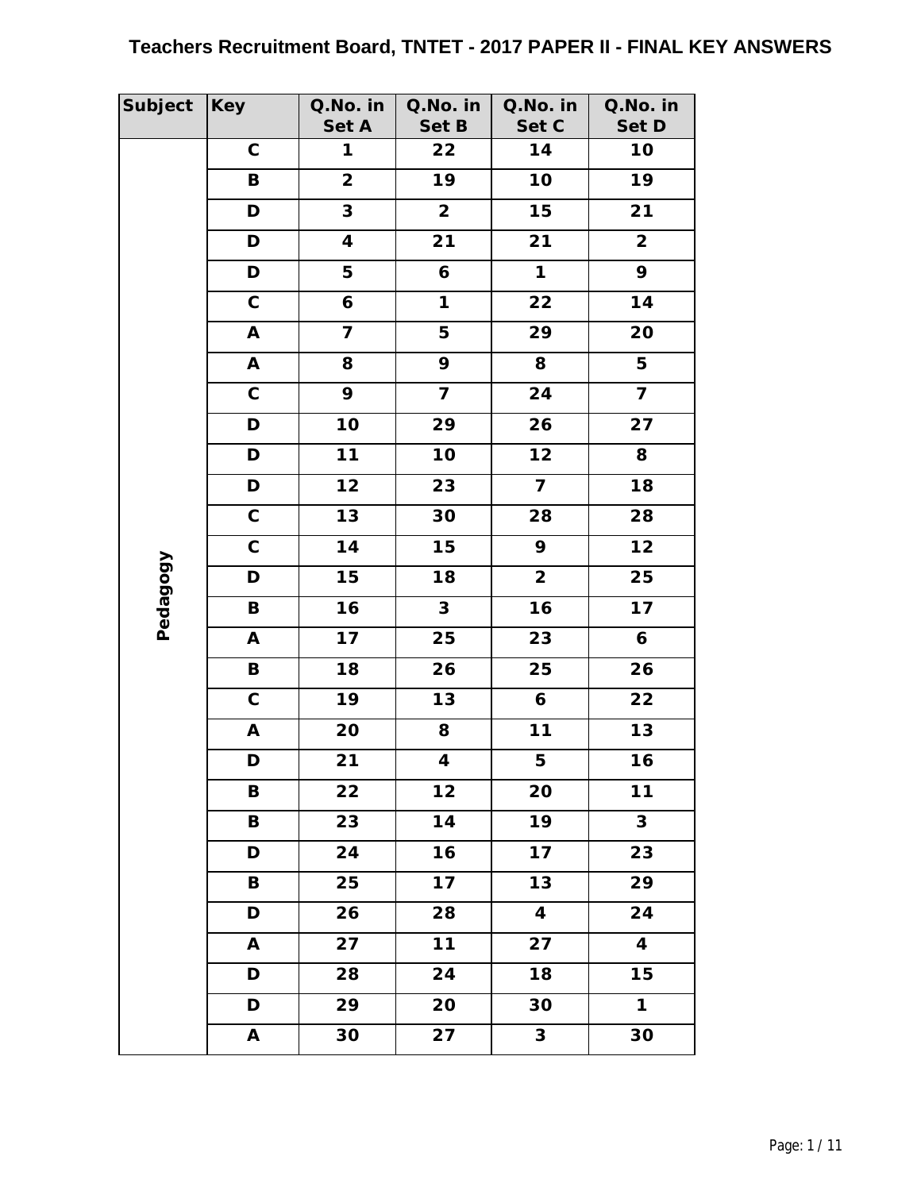# Teachers Recruitment Board, TNTET - 2017 PAPER II - FINAL KEY ANSWERS

| Subject | Key | Q.No. in Set A | Q.No. in Set B | Q.No. in Set C | Q.No. in Set D |
|---|---|---|---|---|---|
| Pedagogy | C | 1 | 22 | 14 | 10 |
| | B | 2 | 19 | 10 | 19 |
| | D | 3 | 2 | 15 | 21 |
| | D | 4 | 21 | 21 | 2 |
| | D | 5 | 6 | 1 | 9 |
| | C | 6 | 1 | 22 | 14 |
| | A | 7 | 5 | 29 | 20 |
| | A | 8 | 9 | 8 | 5 |
| | C | 9 | 7 | 24 | 7 |
| | D | 10 | 29 | 26 | 27 |
| | D | 11 | 10 | 12 | 8 |
| | D | 12 | 23 | 7 | 18 |
| | C | 13 | 30 | 28 | 28 |
| | C | 14 | 15 | 9 | 12 |
| | D | 15 | 18 | 2 | 25 |
| | B | 16 | 3 | 16 | 17 |
| | A | 17 | 25 | 23 | 6 |
| | B | 18 | 26 | 25 | 26 |
| | C | 19 | 13 | 6 | 22 |
| | A | 20 | 8 | 11 | 13 |
| | D | 21 | 4 | 5 | 16 |
| | B | 22 | 12 | 20 | 11 |
| | B | 23 | 14 | 19 | 3 |
| | D | 24 | 16 | 17 | 23 |
| | B | 25 | 17 | 13 | 29 |
| | D | 26 | 28 | 4 | 24 |
| | A | 27 | 11 | 27 | 4 |
| | D | 28 | 24 | 18 | 15 |
| | D | 29 | 20 | 30 | 1 |
| | A | 30 | 27 | 3 | 30 |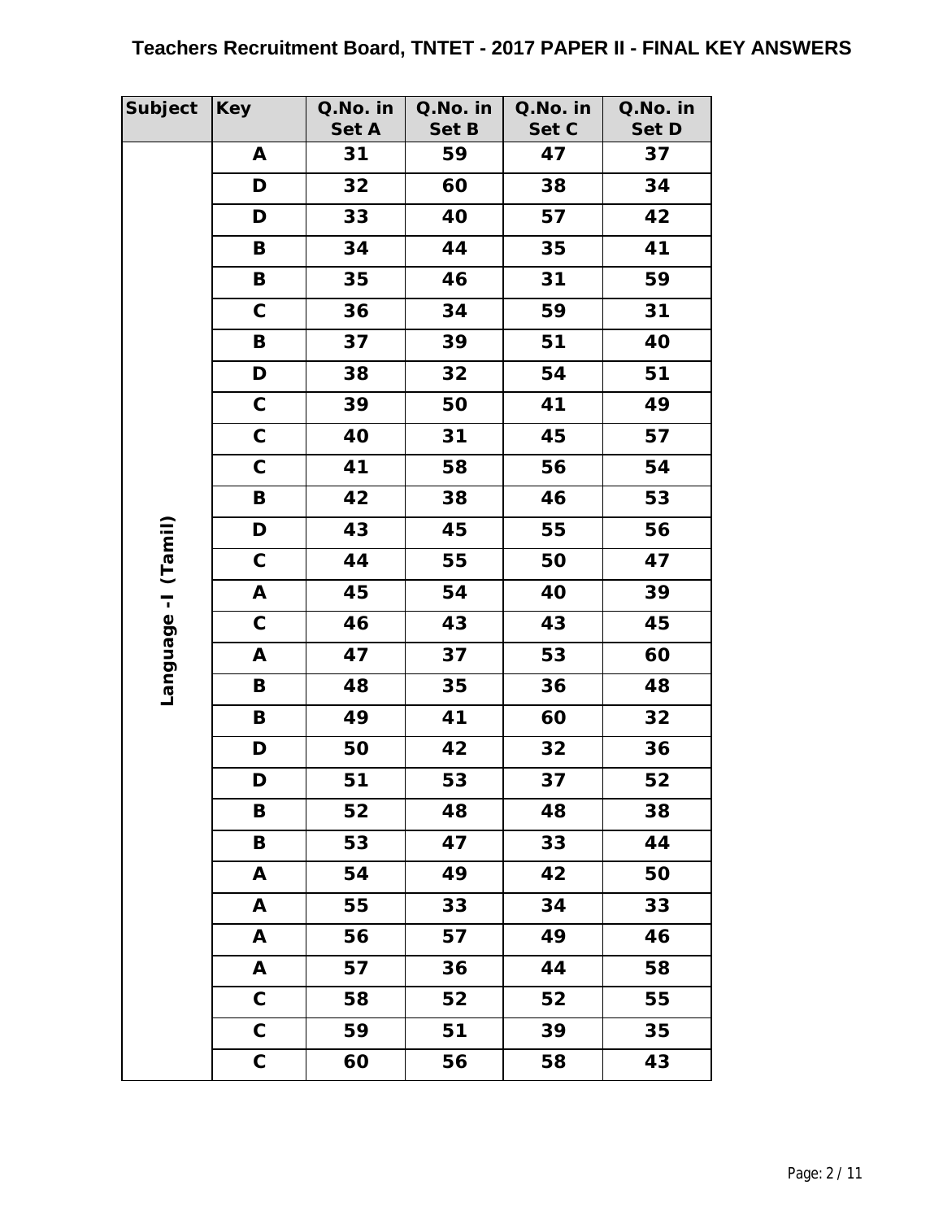## Teachers Recruitment Board, TNTET - 2017 PAPER II - FINAL KEY ANSWERS

| Subject | Key | Q.No. in Set A | Q.No. in Set B | Q.No. in Set C | Q.No. in Set D |
|---|---|---|---|---|---|
| Language -I (Tamil) | A | 31 | 59 | 47 | 37 |
| | D | 32 | 60 | 38 | 34 |
| | D | 33 | 40 | 57 | 42 |
| | B | 34 | 44 | 35 | 41 |
| | B | 35 | 46 | 31 | 59 |
| | C | 36 | 34 | 59 | 31 |
| | B | 37 | 39 | 51 | 40 |
| | D | 38 | 32 | 54 | 51 |
| | C | 39 | 50 | 41 | 49 |
| | C | 40 | 31 | 45 | 57 |
| | C | 41 | 58 | 56 | 54 |
| | B | 42 | 38 | 46 | 53 |
| | D | 43 | 45 | 55 | 56 |
| | C | 44 | 55 | 50 | 47 |
| | A | 45 | 54 | 40 | 39 |
| | C | 46 | 43 | 43 | 45 |
| | A | 47 | 37 | 53 | 60 |
| | B | 48 | 35 | 36 | 48 |
| | B | 49 | 41 | 60 | 32 |
| | D | 50 | 42 | 32 | 36 |
| | D | 51 | 53 | 37 | 52 |
| | B | 52 | 48 | 48 | 38 |
| | B | 53 | 47 | 33 | 44 |
| | A | 54 | 49 | 42 | 50 |
| | A | 55 | 33 | 34 | 33 |
| | A | 56 | 57 | 49 | 46 |
| | A | 57 | 36 | 44 | 58 |
| | C | 58 | 52 | 52 | 55 |
| | C | 59 | 51 | 39 | 35 |
| | C | 60 | 56 | 58 | 43 |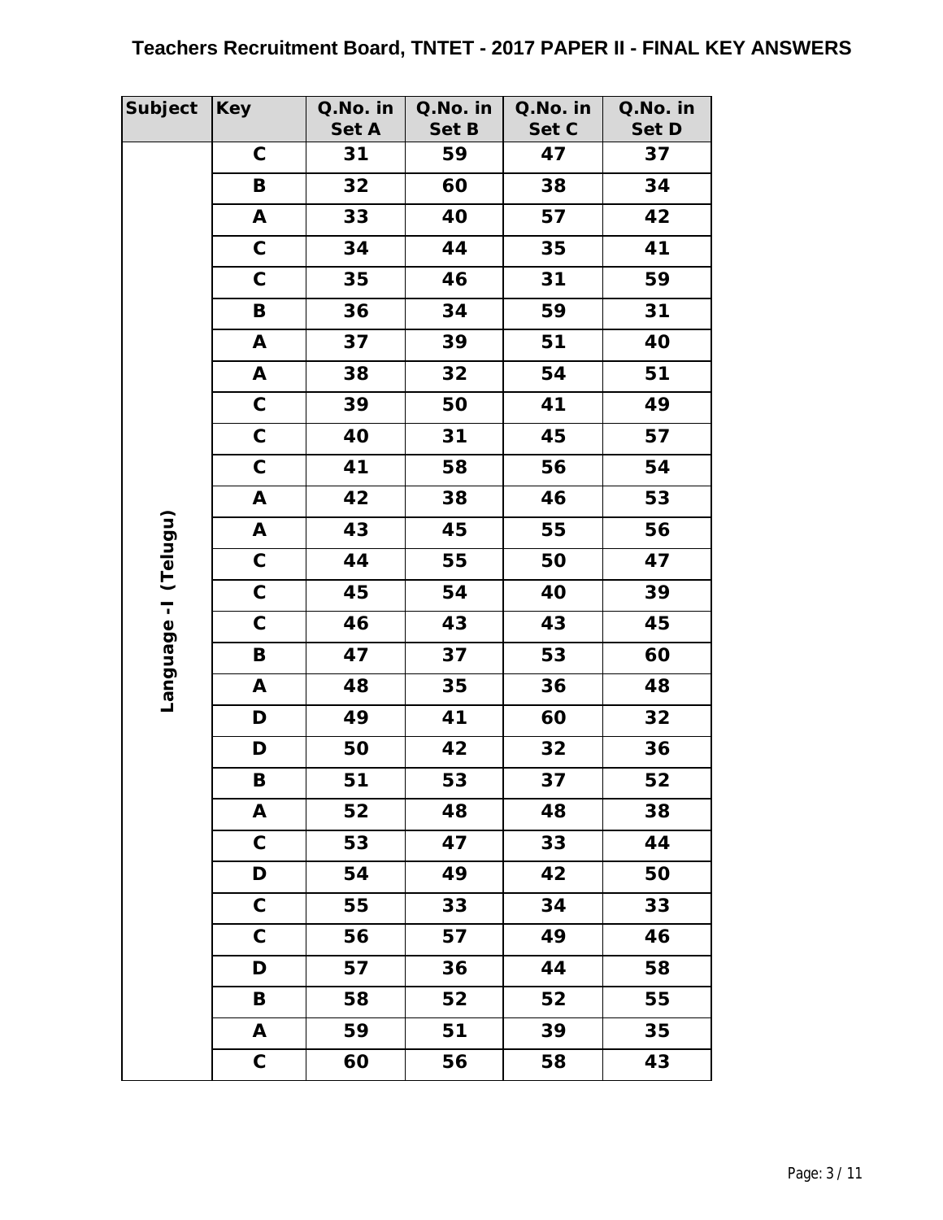**Teachers Recruitment Board, TNTET - 2017 PAPER II - FINAL KEY ANSWERS**

| Subject | Key | Q.No. in Set A | Q.No. in Set B | Q.No. in Set C | Q.No. in Set D |
|---|---|---|---|---|---|
| Language - I (Telugu) | C | 31 | 59 | 47 | 37 |
| | B | 32 | 60 | 38 | 34 |
| | A | 33 | 40 | 57 | 42 |
| | C | 34 | 44 | 35 | 41 |
| | C | 35 | 46 | 31 | 59 |
| | B | 36 | 34 | 59 | 31 |
| | A | 37 | 39 | 51 | 40 |
| | A | 38 | 32 | 54 | 51 |
| | C | 39 | 50 | 41 | 49 |
| | C | 40 | 31 | 45 | 57 |
| | C | 41 | 58 | 56 | 54 |
| | A | 42 | 38 | 46 | 53 |
| | A | 43 | 45 | 55 | 56 |
| | C | 44 | 55 | 50 | 47 |
| | C | 45 | 54 | 40 | 39 |
| | C | 46 | 43 | 43 | 45 |
| | B | 47 | 37 | 53 | 60 |
| | A | 48 | 35 | 36 | 48 |
| | D | 49 | 41 | 60 | 32 |
| | D | 50 | 42 | 32 | 36 |
| | B | 51 | 53 | 37 | 52 |
| | A | 52 | 48 | 48 | 38 |
| | C | 53 | 47 | 33 | 44 |
| | D | 54 | 49 | 42 | 50 |
| | C | 55 | 33 | 34 | 33 |
| | C | 56 | 57 | 49 | 46 |
| | D | 57 | 36 | 44 | 58 |
| | B | 58 | 52 | 52 | 55 |
| | A | 59 | 51 | 39 | 35 |
| | C | 60 | 56 | 58 | 43 |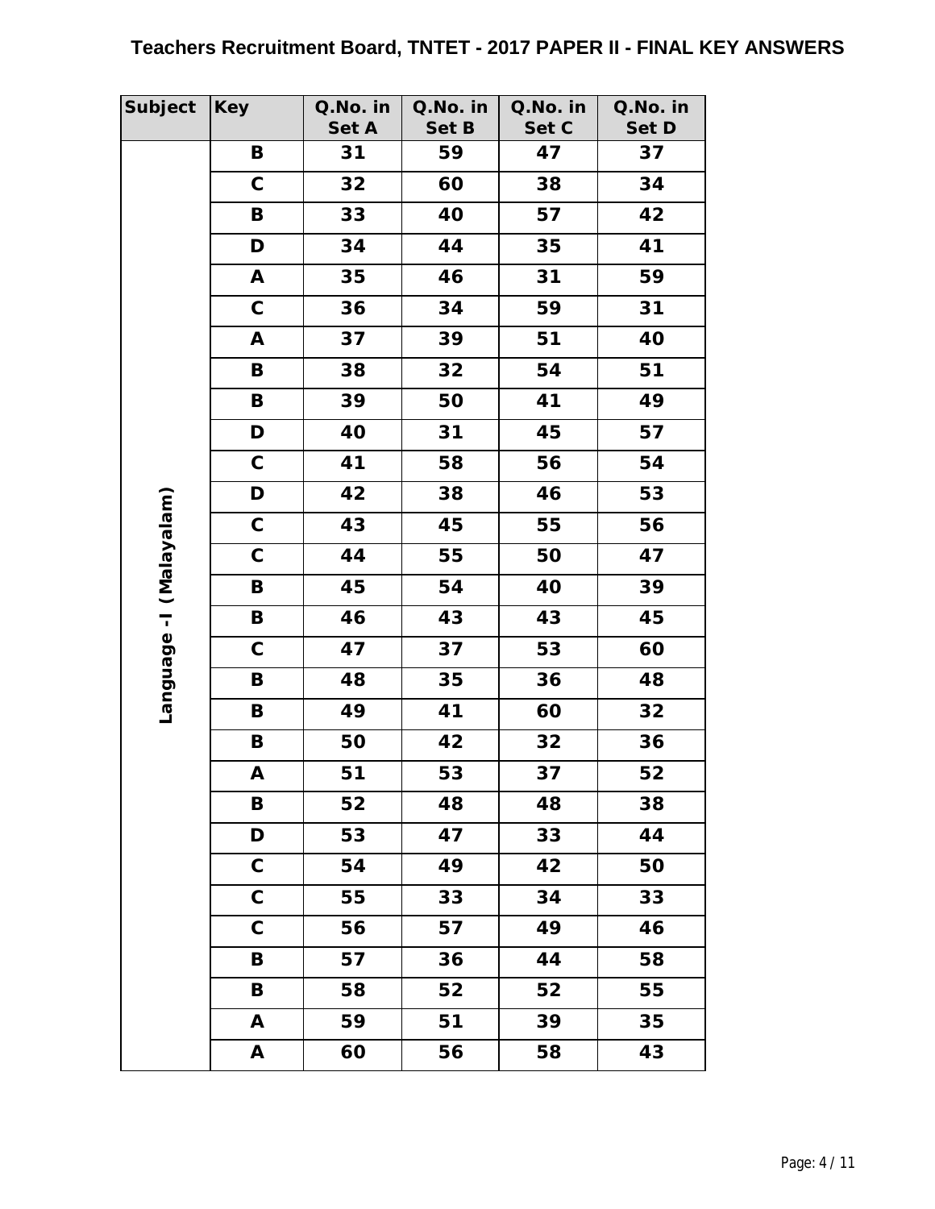# Teachers Recruitment Board, TNTET - 2017 PAPER II - FINAL KEY ANSWERS

| Subject | Key | Q.No. in Set A | Q.No. in Set B | Q.No. in Set C | Q.No. in Set D |
|---|---|---|---|---|---|
| Language -I (Malayalam) | B | 31 | 59 | 47 | 37 |
| | C | 32 | 60 | 38 | 34 |
| | B | 33 | 40 | 57 | 42 |
| | D | 34 | 44 | 35 | 41 |
| | A | 35 | 46 | 31 | 59 |
| | C | 36 | 34 | 59 | 31 |
| | A | 37 | 39 | 51 | 40 |
| | B | 38 | 32 | 54 | 51 |
| | B | 39 | 50 | 41 | 49 |
| | D | 40 | 31 | 45 | 57 |
| | C | 41 | 58 | 56 | 54 |
| | D | 42 | 38 | 46 | 53 |
| | C | 43 | 45 | 55 | 56 |
| | C | 44 | 55 | 50 | 47 |
| | B | 45 | 54 | 40 | 39 |
| | B | 46 | 43 | 43 | 45 |
| | C | 47 | 37 | 53 | 60 |
| | B | 48 | 35 | 36 | 48 |
| | B | 49 | 41 | 60 | 32 |
| | B | 50 | 42 | 32 | 36 |
| | A | 51 | 53 | 37 | 52 |
| | B | 52 | 48 | 48 | 38 |
| | D | 53 | 47 | 33 | 44 |
| | C | 54 | 49 | 42 | 50 |
| | C | 55 | 33 | 34 | 33 |
| | C | 56 | 57 | 49 | 46 |
| | B | 57 | 36 | 44 | 58 |
| | B | 58 | 52 | 52 | 55 |
| | A | 59 | 51 | 39 | 35 |
| | A | 60 | 56 | 58 | 43 |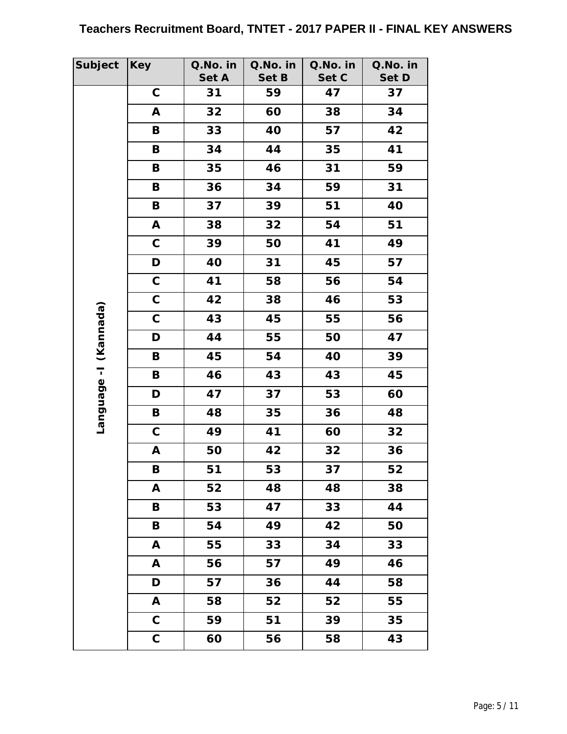# Teachers Recruitment Board, TNTET - 2017 PAPER II - FINAL KEY ANSWERS

| Subject | Key | Q.No. in Set A | Q.No. in Set B | Q.No. in Set C | Q.No. in Set D |
|---|---|---|---|---|---|
| Language -I (Kannada) | C | 31 | 59 | 47 | 37 |
| | A | 32 | 60 | 38 | 34 |
| | B | 33 | 40 | 57 | 42 |
| | B | 34 | 44 | 35 | 41 |
| | B | 35 | 46 | 31 | 59 |
| | B | 36 | 34 | 59 | 31 |
| | B | 37 | 39 | 51 | 40 |
| | A | 38 | 32 | 54 | 51 |
| | C | 39 | 50 | 41 | 49 |
| | D | 40 | 31 | 45 | 57 |
| | C | 41 | 58 | 56 | 54 |
| | C | 42 | 38 | 46 | 53 |
| | C | 43 | 45 | 55 | 56 |
| | D | 44 | 55 | 50 | 47 |
| | B | 45 | 54 | 40 | 39 |
| | B | 46 | 43 | 43 | 45 |
| | D | 47 | 37 | 53 | 60 |
| | B | 48 | 35 | 36 | 48 |
| | C | 49 | 41 | 60 | 32 |
| | A | 50 | 42 | 32 | 36 |
| | B | 51 | 53 | 37 | 52 |
| | A | 52 | 48 | 48 | 38 |
| | B | 53 | 47 | 33 | 44 |
| | B | 54 | 49 | 42 | 50 |
| | A | 55 | 33 | 34 | 33 |
| | A | 56 | 57 | 49 | 46 |
| | D | 57 | 36 | 44 | 58 |
| | A | 58 | 52 | 52 | 55 |
| | C | 59 | 51 | 39 | 35 |
| | C | 60 | 56 | 58 | 43 |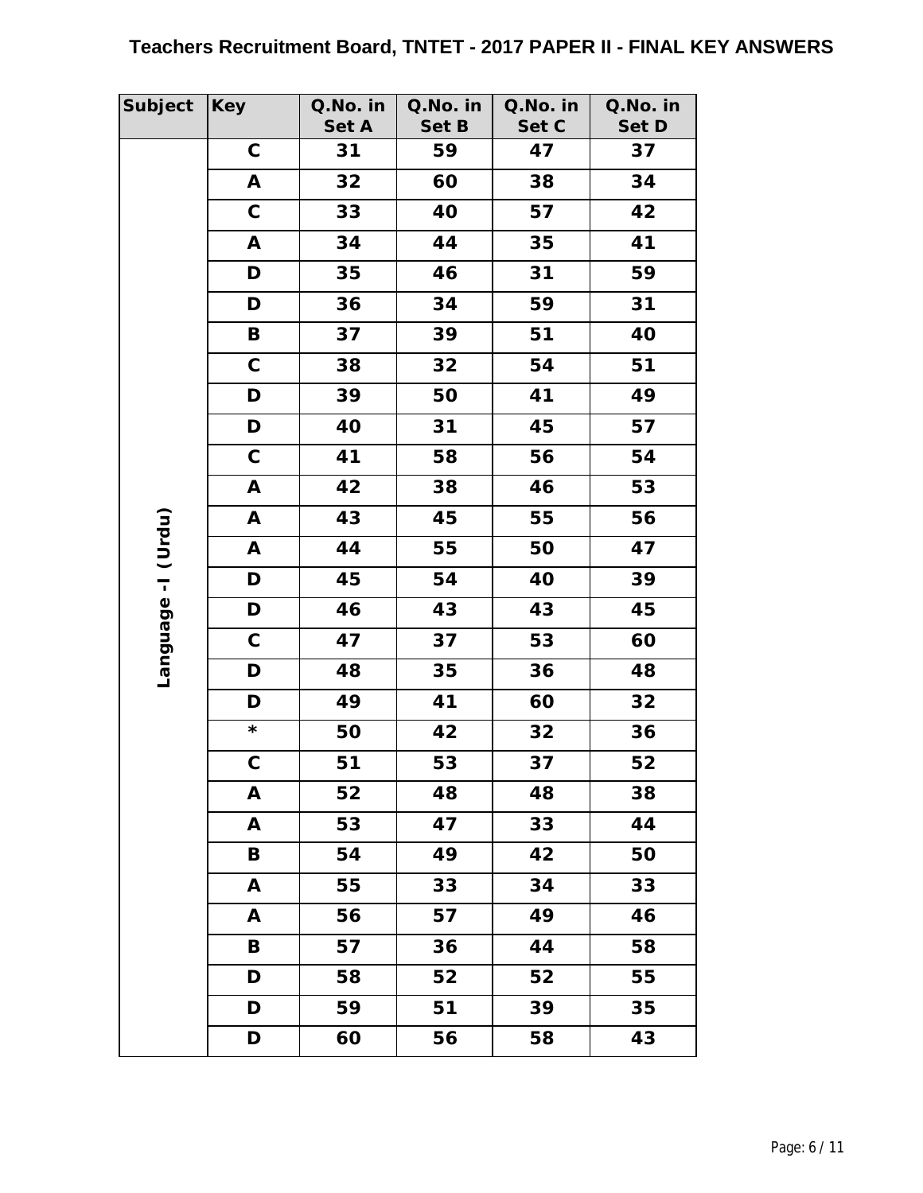# Teachers Recruitment Board, TNTET - 2017 PAPER II - FINAL KEY ANSWERS

| Subject | Key | Q.No. in Set A | Q.No. in Set B | Q.No. in Set C | Q.No. in Set D |
|---|---|---|---|---|---|
| Language -I (Urdu) | C | 31 | 59 | 47 | 37 |
| | A | 32 | 60 | 38 | 34 |
| | C | 33 | 40 | 57 | 42 |
| | A | 34 | 44 | 35 | 41 |
| | D | 35 | 46 | 31 | 59 |
| | D | 36 | 34 | 59 | 31 |
| | B | 37 | 39 | 51 | 40 |
| | C | 38 | 32 | 54 | 51 |
| | D | 39 | 50 | 41 | 49 |
| | D | 40 | 31 | 45 | 57 |
| | C | 41 | 58 | 56 | 54 |
| | A | 42 | 38 | 46 | 53 |
| | A | 43 | 45 | 55 | 56 |
| | A | 44 | 55 | 50 | 47 |
| | D | 45 | 54 | 40 | 39 |
| | D | 46 | 43 | 43 | 45 |
| | C | 47 | 37 | 53 | 60 |
| | D | 48 | 35 | 36 | 48 |
| | D | 49 | 41 | 60 | 32 |
| | * | 50 | 42 | 32 | 36 |
| | C | 51 | 53 | 37 | 52 |
| | A | 52 | 48 | 48 | 38 |
| | A | 53 | 47 | 33 | 44 |
| | B | 54 | 49 | 42 | 50 |
| | A | 55 | 33 | 34 | 33 |
| | A | 56 | 57 | 49 | 46 |
| | B | 57 | 36 | 44 | 58 |
| | D | 58 | 52 | 52 | 55 |
| | D | 59 | 51 | 39 | 35 |
| | D | 60 | 56 | 58 | 43 |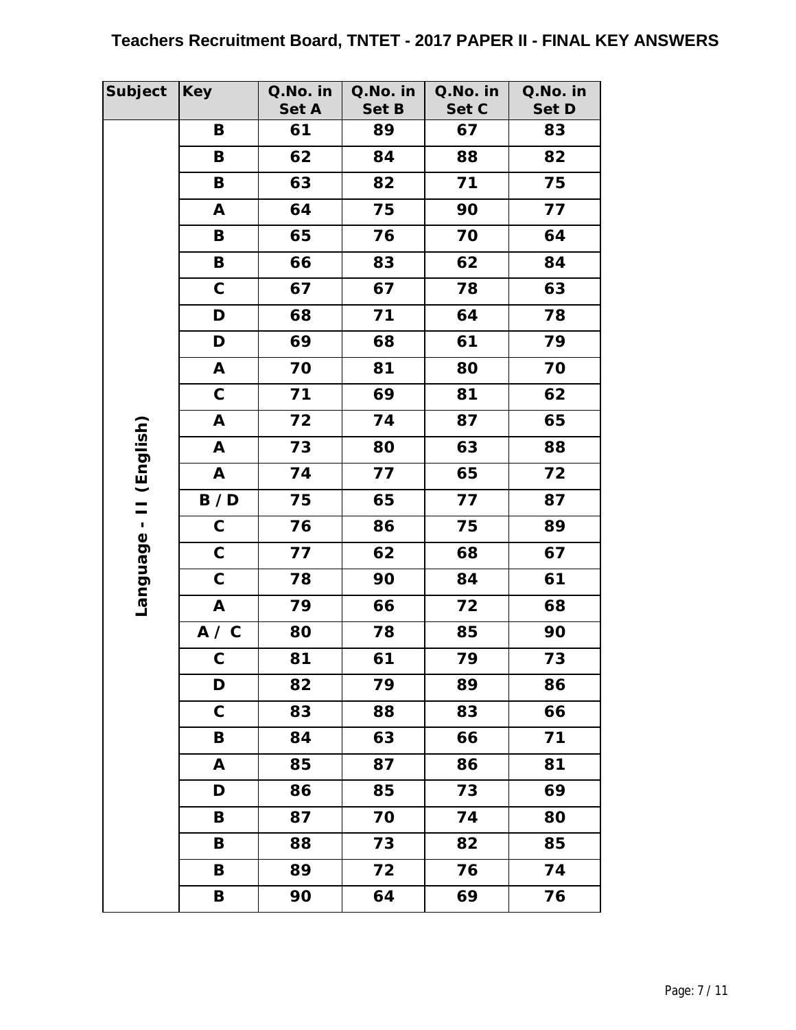# Teachers Recruitment Board, TNTET - 2017 PAPER II - FINAL KEY ANSWERS

| Subject | Key | Q.No. in Set A | Q.No. in Set B | Q.No. in Set C | Q.No. in Set D |
|---|---|---|---|---|---|
| Language - II (English) | B | 61 | 89 | 67 | 83 |
| | B | 62 | 84 | 88 | 82 |
| | B | 63 | 82 | 71 | 75 |
| | A | 64 | 75 | 90 | 77 |
| | B | 65 | 76 | 70 | 64 |
| | B | 66 | 83 | 62 | 84 |
| | C | 67 | 67 | 78 | 63 |
| | D | 68 | 71 | 64 | 78 |
| | D | 69 | 68 | 61 | 79 |
| | A | 70 | 81 | 80 | 70 |
| | C | 71 | 69 | 81 | 62 |
| | A | 72 | 74 | 87 | 65 |
| | A | 73 | 80 | 63 | 88 |
| | A | 74 | 77 | 65 | 72 |
| | B / D | 75 | 65 | 77 | 87 |
| | C | 76 | 86 | 75 | 89 |
| | C | 77 | 62 | 68 | 67 |
| | C | 78 | 90 | 84 | 61 |
| | A | 79 | 66 | 72 | 68 |
| | A / C | 80 | 78 | 85 | 90 |
| | C | 81 | 61 | 79 | 73 |
| | D | 82 | 79 | 89 | 86 |
| | C | 83 | 88 | 83 | 66 |
| | B | 84 | 63 | 66 | 71 |
| | A | 85 | 87 | 86 | 81 |
| | D | 86 | 85 | 73 | 69 |
| | B | 87 | 70 | 74 | 80 |
| | B | 88 | 73 | 82 | 85 |
| | B | 89 | 72 | 76 | 74 |
| | B | 90 | 64 | 69 | 76 |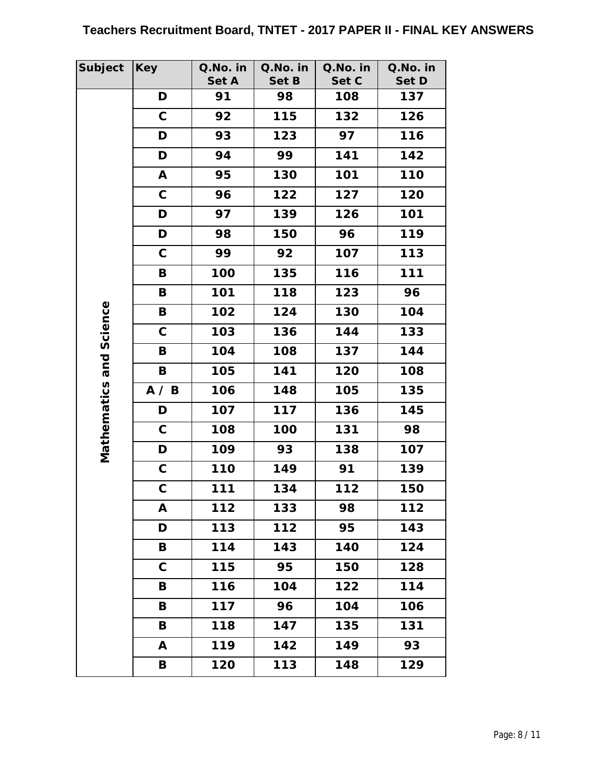# Teachers Recruitment Board, TNTET - 2017 PAPER II - FINAL KEY ANSWERS

| Subject | Key | Q.No. in Set A | Q.No. in Set B | Q.No. in Set C | Q.No. in Set D |
|---|---|---|---|---|---|
| Mathematics and Science | D | 91 | 98 | 108 | 137 |
| | C | 92 | 115 | 132 | 126 |
| | D | 93 | 123 | 97 | 116 |
| | D | 94 | 99 | 141 | 142 |
| | A | 95 | 130 | 101 | 110 |
| | C | 96 | 122 | 127 | 120 |
| | D | 97 | 139 | 126 | 101 |
| | D | 98 | 150 | 96 | 119 |
| | C | 99 | 92 | 107 | 113 |
| | B | 100 | 135 | 116 | 111 |
| | B | 101 | 118 | 123 | 96 |
| | B | 102 | 124 | 130 | 104 |
| | C | 103 | 136 | 144 | 133 |
| | B | 104 | 108 | 137 | 144 |
| | B | 105 | 141 | 120 | 108 |
| | A / B | 106 | 148 | 105 | 135 |
| | D | 107 | 117 | 136 | 145 |
| | C | 108 | 100 | 131 | 98 |
| | D | 109 | 93 | 138 | 107 |
| | C | 110 | 149 | 91 | 139 |
| | C | 111 | 134 | 112 | 150 |
| | A | 112 | 133 | 98 | 112 |
| | D | 113 | 112 | 95 | 143 |
| | B | 114 | 143 | 140 | 124 |
| | C | 115 | 95 | 150 | 128 |
| | B | 116 | 104 | 122 | 114 |
| | B | 117 | 96 | 104 | 106 |
| | B | 118 | 147 | 135 | 131 |
| | A | 119 | 142 | 149 | 93 |
| | B | 120 | 113 | 148 | 129 |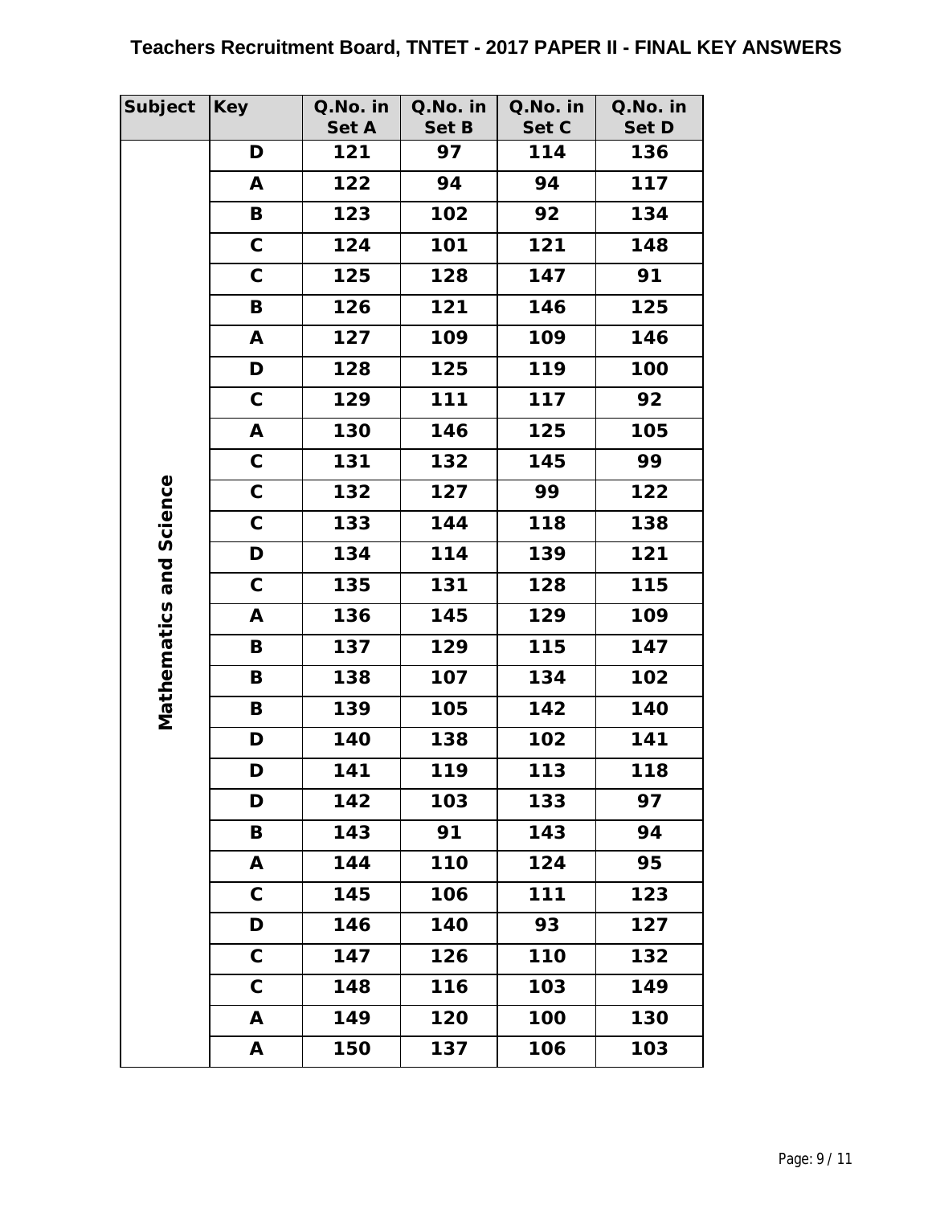# Teachers Recruitment Board, TNTET - 2017 PAPER II - FINAL KEY ANSWERS

| Subject | Key | Q.No. in Set A | Q.No. in Set B | Q.No. in Set C | Q.No. in Set D |
|---|---|---|---|---|---|
| Mathematics and Science | D | 121 | 97 | 114 | 136 |
| | A | 122 | 94 | 94 | 117 |
| | B | 123 | 102 | 92 | 134 |
| | C | 124 | 101 | 121 | 148 |
| | C | 125 | 128 | 147 | 91 |
| | B | 126 | 121 | 146 | 125 |
| | A | 127 | 109 | 109 | 146 |
| | D | 128 | 125 | 119 | 100 |
| | C | 129 | 111 | 117 | 92 |
| | A | 130 | 146 | 125 | 105 |
| | C | 131 | 132 | 145 | 99 |
| | C | 132 | 127 | 99 | 122 |
| | C | 133 | 144 | 118 | 138 |
| | D | 134 | 114 | 139 | 121 |
| | C | 135 | 131 | 128 | 115 |
| | A | 136 | 145 | 129 | 109 |
| | B | 137 | 129 | 115 | 147 |
| | B | 138 | 107 | 134 | 102 |
| | B | 139 | 105 | 142 | 140 |
| | D | 140 | 138 | 102 | 141 |
| | D | 141 | 119 | 113 | 118 |
| | D | 142 | 103 | 133 | 97 |
| | B | 143 | 91 | 143 | 94 |
| | A | 144 | 110 | 124 | 95 |
| | C | 145 | 106 | 111 | 123 |
| | D | 146 | 140 | 93 | 127 |
| | C | 147 | 126 | 110 | 132 |
| | C | 148 | 116 | 103 | 149 |
| | A | 149 | 120 | 100 | 130 |
| | A | 150 | 137 | 106 | 103 |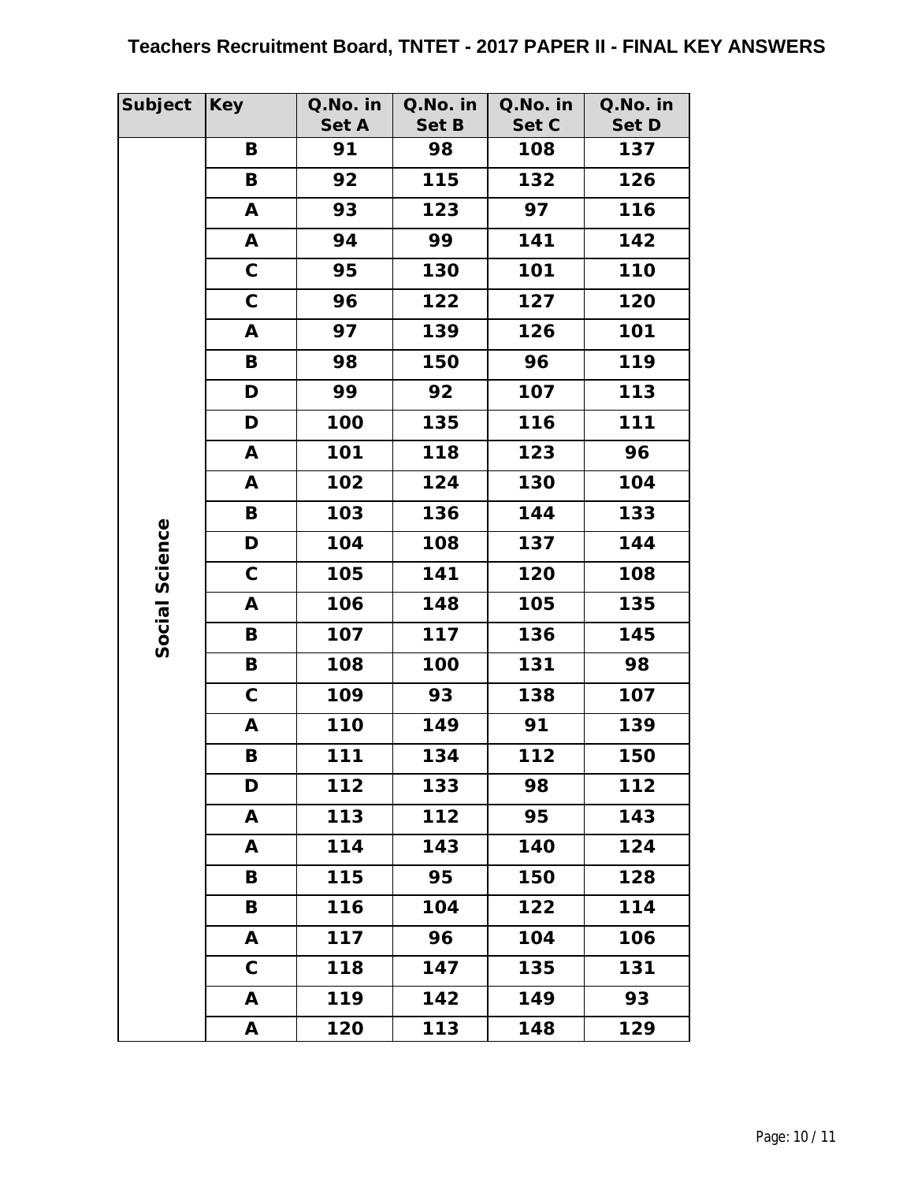# Teachers Recruitment Board, TNTET - 2017 PAPER II - FINAL KEY ANSWERS

| Subject | Key | Q.No. in Set A | Q.No. in Set B | Q.No. in Set C | Q.No. in Set D |
|---|---|---|---|---|---|
| Social Science | B | 91 | 98 | 108 | 137 |
| | B | 92 | 115 | 132 | 126 |
| | A | 93 | 123 | 97 | 116 |
| | A | 94 | 99 | 141 | 142 |
| | C | 95 | 130 | 101 | 110 |
| | C | 96 | 122 | 127 | 120 |
| | A | 97 | 139 | 126 | 101 |
| | B | 98 | 150 | 96 | 119 |
| | D | 99 | 92 | 107 | 113 |
| | D | 100 | 135 | 116 | 111 |
| | A | 101 | 118 | 123 | 96 |
| | A | 102 | 124 | 130 | 104 |
| | B | 103 | 136 | 144 | 133 |
| | D | 104 | 108 | 137 | 144 |
| | C | 105 | 141 | 120 | 108 |
| | A | 106 | 148 | 105 | 135 |
| | B | 107 | 117 | 136 | 145 |
| | B | 108 | 100 | 131 | 98 |
| | C | 109 | 93 | 138 | 107 |
| | A | 110 | 149 | 91 | 139 |
| | B | 111 | 134 | 112 | 150 |
| | D | 112 | 133 | 98 | 112 |
| | A | 113 | 112 | 95 | 143 |
| | A | 114 | 143 | 140 | 124 |
| | B | 115 | 95 | 150 | 128 |
| | B | 116 | 104 | 122 | 114 |
| | A | 117 | 96 | 104 | 106 |
| | C | 118 | 147 | 135 | 131 |
| | A | 119 | 142 | 149 | 93 |
| | A | 120 | 113 | 148 | 129 |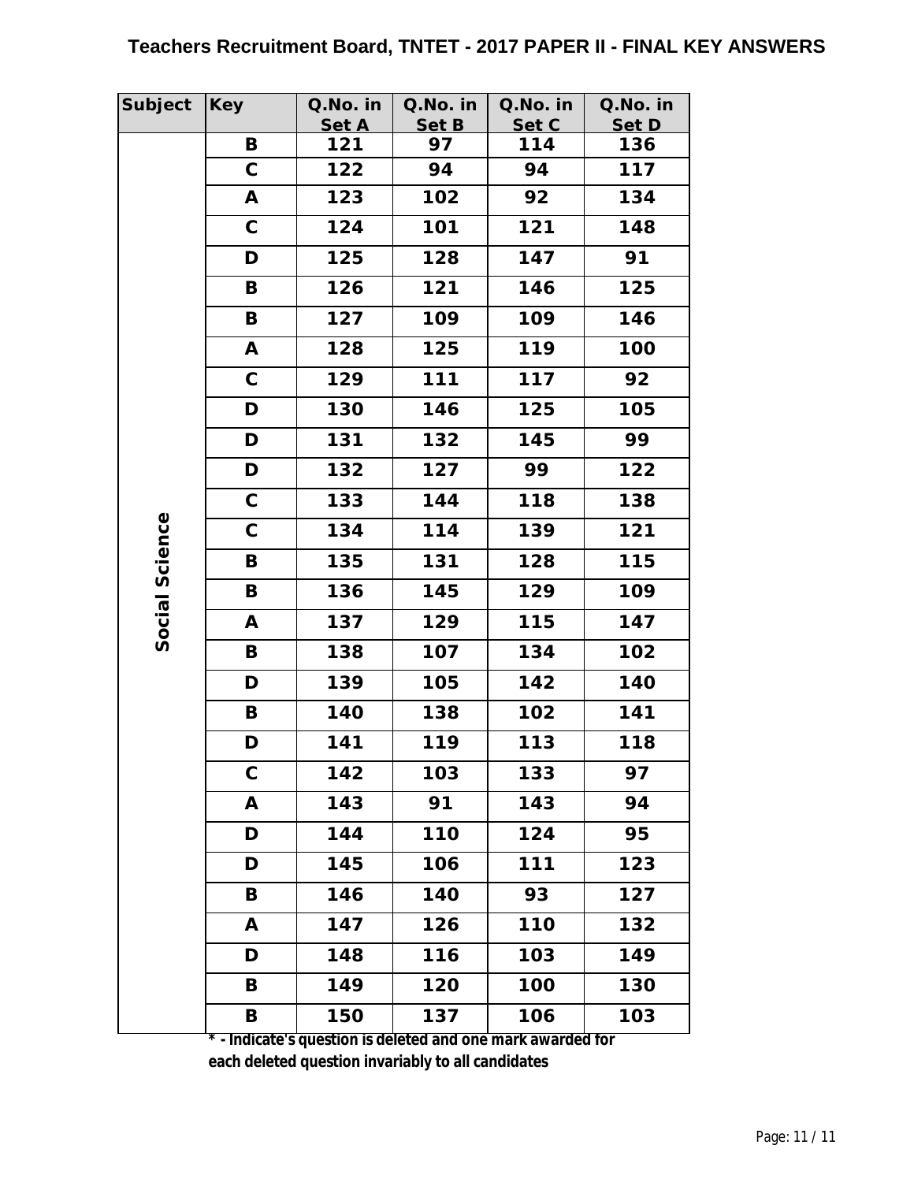# Teachers Recruitment Board, TNTET - 2017 PAPER II - FINAL KEY ANSWERS

| Subject | Key | Q.No. in Set A | Q.No. in Set B | Q.No. in Set C | Q.No. in Set D |
|---|---|---|---|---|---|
| Social Science | B | 121 | 97 | 114 | 136 |
| | C | 122 | 94 | 94 | 117 |
| | A | 123 | 102 | 92 | 134 |
| | C | 124 | 101 | 121 | 148 |
| | D | 125 | 128 | 147 | 91 |
| | B | 126 | 121 | 146 | 125 |
| | B | 127 | 109 | 109 | 146 |
| | A | 128 | 125 | 119 | 100 |
| | C | 129 | 111 | 117 | 92 |
| | D | 130 | 146 | 125 | 105 |
| | D | 131 | 132 | 145 | 99 |
| | D | 132 | 127 | 99 | 122 |
| | C | 133 | 144 | 118 | 138 |
| | C | 134 | 114 | 139 | 121 |
| | B | 135 | 131 | 128 | 115 |
| | B | 136 | 145 | 129 | 109 |
| | A | 137 | 129 | 115 | 147 |
| | B | 138 | 107 | 134 | 102 |
| | D | 139 | 105 | 142 | 140 |
| | B | 140 | 138 | 102 | 141 |
| | D | 141 | 119 | 113 | 118 |
| | C | 142 | 103 | 133 | 97 |
| | A | 143 | 91 | 143 | 94 |
| | D | 144 | 110 | 124 | 95 |
| | D | 145 | 106 | 111 | 123 |
| | B | 146 | 140 | 93 | 127 |
| | A | 147 | 126 | 110 | 132 |
| | D | 148 | 116 | 103 | 149 |
| | B | 149 | 120 | 100 | 130 |
| | B | 150 | 137 | 106 | 103 |

**\* - Indicate's question is deleted and one mark awarded for each deleted question invariably to all candidates**